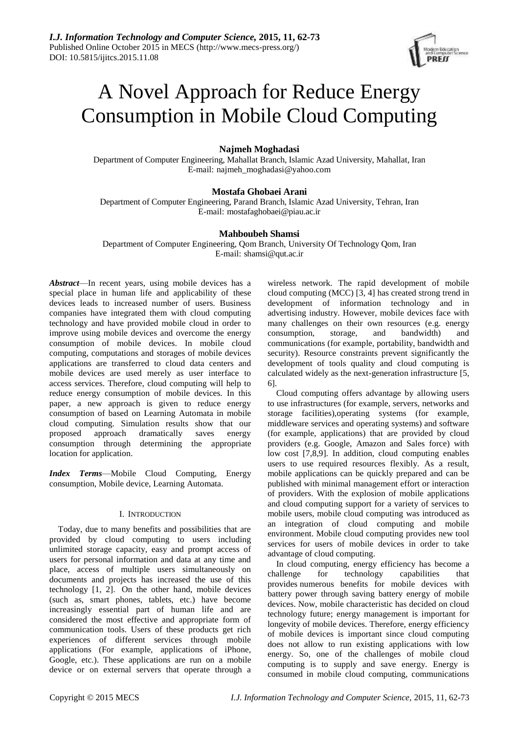# A Novel Approach for Reduce Energy Consumption in Mobile Cloud Computing

**Najmeh Moghadasi**
Department of Computer Engineering, Mahallat Branch, Islamic Azad University, Mahallat, Iran
E-mail: najmeh_moghadasi@yahoo.com

**Mostafa Ghobaei Arani**
Department of Computer Engineering, Parand Branch, Islamic Azad University, Tehran, Iran
E-mail: mostafaghobaei@piau.ac.ir

**Mahboubeh Shamsi**
Department of Computer Engineering, Qom Branch, University Of Technology Qom, Iran
E-mail: shamsi@qut.ac.ir

***Abstract***—In recent years, using mobile devices has a special place in human life and applicability of these devices leads to increased number of users. Business companies have integrated them with cloud computing technology and have provided mobile cloud in order to improve using mobile devices and overcome the energy consumption of mobile devices. In mobile cloud computing, computations and storages of mobile devices applications are transferred to cloud data centers and mobile devices are used merely as user interface to access services. Therefore, cloud computing will help to reduce energy consumption of mobile devices. In this paper, a new approach is given to reduce energy consumption of based on Learning Automata in mobile cloud computing. Simulation results show that our proposed approach dramatically saves energy consumption through determining the appropriate location for application.

***Index Terms***—Mobile Cloud Computing, Energy consumption, Mobile device, Learning Automata.

## I. INTRODUCTION

Today, due to many benefits and possibilities that are provided by cloud computing to users including unlimited storage capacity, easy and prompt access of users for personal information and data at any time and place, access of multiple users simultaneously on documents and projects has increased the use of this technology [1, 2]. On the other hand, mobile devices (such as, smart phones, tablets, etc.) have become increasingly essential part of human life and are considered the most effective and appropriate form of communication tools. Users of these products get rich experiences of different services through mobile applications (For example, applications of iPhone, Google, etc.). These applications are run on a mobile device or on external servers that operate through a wireless network. The rapid development of mobile cloud computing (MCC) [3, 4] has created strong trend in development of information technology and in advertising industry. However, mobile devices face with many challenges on their own resources (e.g. energy consumption, storage, and bandwidth) and communications (for example, portability, bandwidth and security). Resource constraints prevent significantly the development of tools quality and cloud computing is calculated widely as the next-generation infrastructure [5, 6].

Cloud computing offers advantage by allowing users to use infrastructures (for example, servers, networks and storage facilities),operating systems (for example, middleware services and operating systems) and software (for example, applications) that are provided by cloud providers (e.g. Google, Amazon and Sales force) with low cost [7,8,9]. In addition, cloud computing enables users to use required resources flexibly. As a result, mobile applications can be quickly prepared and can be published with minimal management effort or interaction of providers. With the explosion of mobile applications and cloud computing support for a variety of services to mobile users, mobile cloud computing was introduced as an integration of cloud computing and mobile environment. Mobile cloud computing provides new tool services for users of mobile devices in order to take advantage of cloud computing.

In cloud computing, energy efficiency has become a challenge for technology capabilities that provides numerous benefits for mobile devices with battery power through saving battery energy of mobile devices. Now, mobile characteristic has decided on cloud technology future; energy management is important for longevity of mobile devices. Therefore, energy efficiency of mobile devices is important since cloud computing does not allow to run existing applications with low energy. So, one of the challenges of mobile cloud computing is to supply and save energy. Energy is consumed in mobile cloud computing, communications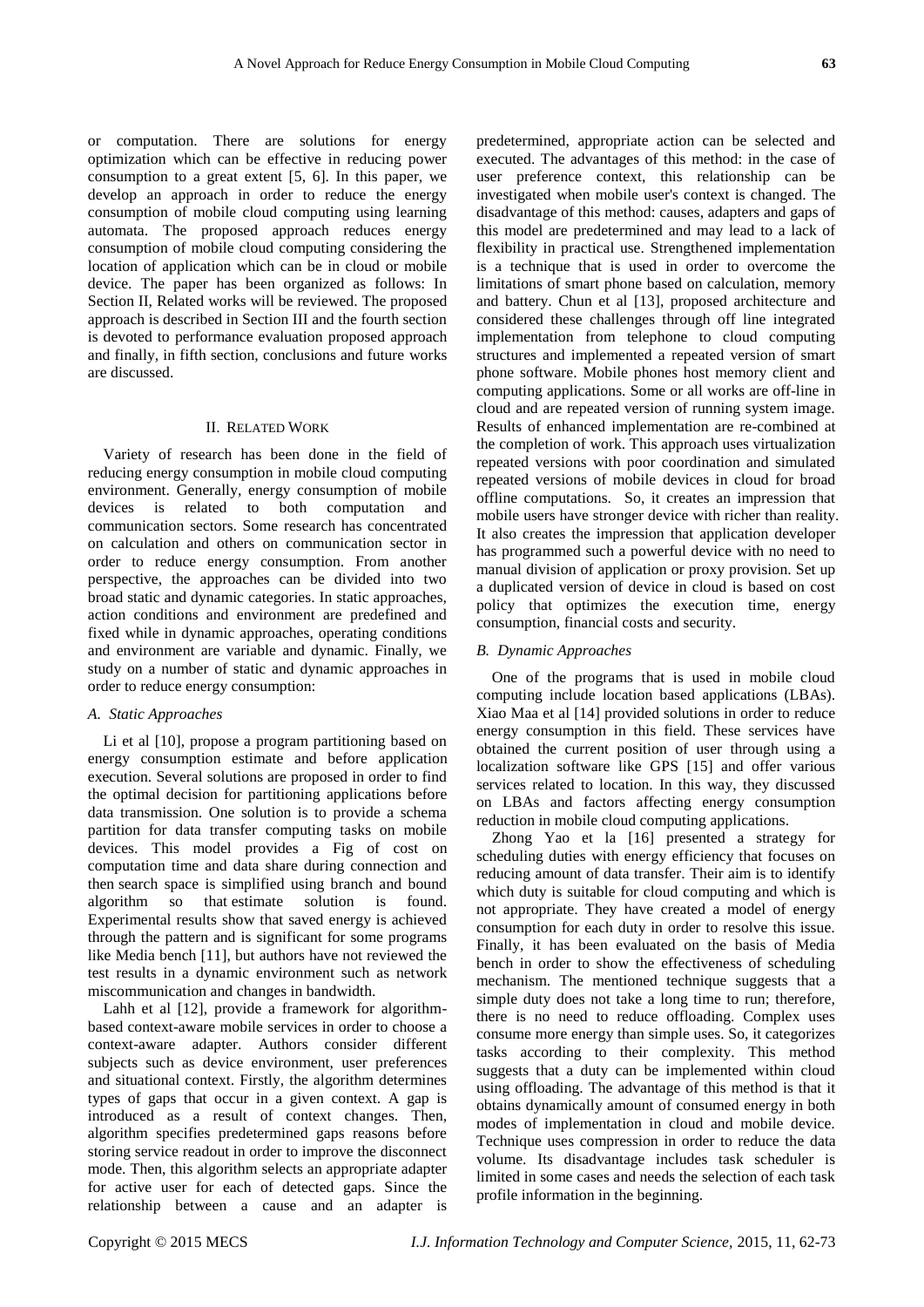or computation. There are solutions for energy optimization which can be effective in reducing power consumption to a great extent [5, 6]. In this paper, we develop an approach in order to reduce the energy consumption of mobile cloud computing using learning automata. The proposed approach reduces energy consumption of mobile cloud computing considering the location of application which can be in cloud or mobile device. The paper has been organized as follows: In Section II, Related works will be reviewed. The proposed approach is described in Section III and the fourth section is devoted to performance evaluation proposed approach and finally, in fifth section, conclusions and future works are discussed.

## II. Related Work

Variety of research has been done in the field of reducing energy consumption in mobile cloud computing environment. Generally, energy consumption of mobile devices is related to both computation and communication sectors. Some research has concentrated on calculation and others on communication sector in order to reduce energy consumption. From another perspective, the approaches can be divided into two broad static and dynamic categories. In static approaches, action conditions and environment are predefined and fixed while in dynamic approaches, operating conditions and environment are variable and dynamic. Finally, we study on a number of static and dynamic approaches in order to reduce energy consumption:

### *A. Static Approaches*

Li et al [10], propose a program partitioning based on energy consumption estimate and before application execution. Several solutions are proposed in order to find the optimal decision for partitioning applications before data transmission. One solution is to provide a schema partition for data transfer computing tasks on mobile devices. This model provides a Fig of cost on computation time and data share during connection and then search space is simplified using branch and bound algorithm so that estimate solution is found. Experimental results show that saved energy is achieved through the pattern and is significant for some programs like Media bench [11], but authors have not reviewed the test results in a dynamic environment such as network miscommunication and changes in bandwidth.

Lahh et al [12], provide a framework for algorithm-based context-aware mobile services in order to choose a context-aware adapter. Authors consider different subjects such as device environment, user preferences and situational context. Firstly, the algorithm determines types of gaps that occur in a given context. A gap is introduced as a result of context changes. Then, algorithm specifies predetermined gaps reasons before storing service readout in order to improve the disconnect mode. Then, this algorithm selects an appropriate adapter for active user for each of detected gaps. Since the relationship between a cause and an adapter is predetermined, appropriate action can be selected and executed. The advantages of this method: in the case of user preference context, this relationship can be investigated when mobile user's context is changed. The disadvantage of this method: causes, adapters and gaps of this model are predetermined and may lead to a lack of flexibility in practical use. Strengthened implementation is a technique that is used in order to overcome the limitations of smart phone based on calculation, memory and battery. Chun et al [13], proposed architecture and considered these challenges through off line integrated implementation from telephone to cloud computing structures and implemented a repeated version of smart phone software. Mobile phones host memory client and computing applications. Some or all works are off-line in cloud and are repeated version of running system image. Results of enhanced implementation are re-combined at the completion of work. This approach uses virtualization repeated versions with poor coordination and simulated repeated versions of mobile devices in cloud for broad offline computations. So, it creates an impression that mobile users have stronger device with richer than reality. It also creates the impression that application developer has programmed such a powerful device with no need to manual division of application or proxy provision. Set up a duplicated version of device in cloud is based on cost policy that optimizes the execution time, energy consumption, financial costs and security.

### *B. Dynamic Approaches*

One of the programs that is used in mobile cloud computing include location based applications (LBAs). Xiao Maa et al [14] provided solutions in order to reduce energy consumption in this field. These services have obtained the current position of user through using a localization software like GPS [15] and offer various services related to location. In this way, they discussed on LBAs and factors affecting energy consumption reduction in mobile cloud computing applications.

Zhong Yao et la [16] presented a strategy for scheduling duties with energy efficiency that focuses on reducing amount of data transfer. Their aim is to identify which duty is suitable for cloud computing and which is not appropriate. They have created a model of energy consumption for each duty in order to resolve this issue. Finally, it has been evaluated on the basis of Media bench in order to show the effectiveness of scheduling mechanism. The mentioned technique suggests that a simple duty does not take a long time to run; therefore, there is no need to reduce offloading. Complex uses consume more energy than simple uses. So, it categorizes tasks according to their complexity. This method suggests that a duty can be implemented within cloud using offloading. The advantage of this method is that it obtains dynamically amount of consumed energy in both modes of implementation in cloud and mobile device. Technique uses compression in order to reduce the data volume. Its disadvantage includes task scheduler is limited in some cases and needs the selection of each task profile information in the beginning.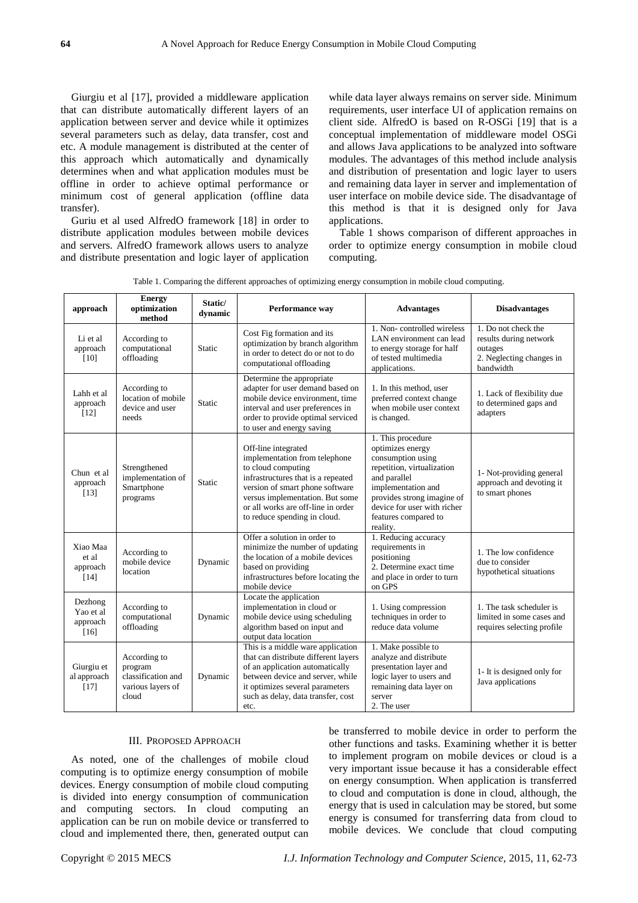Giurgiu et al [17], provided a middleware application that can distribute automatically different layers of an application between server and device while it optimizes several parameters such as delay, data transfer, cost and etc. A module management is distributed at the center of this approach which automatically and dynamically determines when and what application modules must be offline in order to achieve optimal performance or minimum cost of general application (offline data transfer).

Guriu et al used AlfredO framework [18] in order to distribute application modules between mobile devices and servers. AlfredO framework allows users to analyze and distribute presentation and logic layer of application while data layer always remains on server side. Minimum requirements, user interface UI of application remains on client side. AlfredO is based on R-OSGi [19] that is a conceptual implementation of middleware model OSGi and allows Java applications to be analyzed into software modules. The advantages of this method include analysis and distribution of presentation and logic layer to users and remaining data layer in server and implementation of user interface on mobile device side. The disadvantage of this method is that it is designed only for Java applications.

Table 1 shows comparison of different approaches in order to optimize energy consumption in mobile cloud computing.

Table 1. Comparing the different approaches of optimizing energy consumption in mobile cloud computing.

| approach | Energy optimization method | Static/ dynamic | Performance way | Advantages | Disadvantages |
|---|---|---|---|---|---|
| Li et al approach [10] | According to computational offloading | Static | Cost Fig formation and its optimization by branch algorithm in order to detect do or not to do computational offloading | 1. Non- controlled wireless LAN environment can lead to energy storage for half of tested multimedia applications. | 1. Do not check the results during network outages 2. Neglecting changes in bandwidth |
| Lahh et al approach [12] | According to location of mobile device and user needs | Static | Determine the appropriate adapter for user demand based on mobile device environment, time interval and user preferences in order to provide optimal serviced to user and energy saving | 1. In this method, user preferred context change when mobile user context is changed. | 1. Lack of flexibility due to determined gaps and adapters |
| Chun et al approach [13] | Strengthened implementation of Smartphone programs | Static | Off-line integrated implementation from telephone to cloud computing infrastructures that is a repeated version of smart phone software versus implementation. But some or all works are off-line in order to reduce spending in cloud. | 1. This procedure optimizes energy consumption using repetition, virtualization and parallel implementation and provides strong imagine of device for user with richer features compared to reality. | 1- Not-providing general approach and devoting it to smart phones |
| Xiao Maa et al approach [14] | According to mobile device location | Dynamic | Offer a solution in order to minimize the number of updating the location of a mobile devices based on providing infrastructures before locating the mobile device | 1. Reducing accuracy requirements in positioning 2. Determine exact time and place in order to turn on GPS | 1. The low confidence due to consider hypothetical situations |
| Dezhong Yao et al approach [16] | According to computational offloading | Dynamic | Locate the application implementation in cloud or mobile device using scheduling algorithm based on input and output data location | 1. Using compression techniques in order to reduce data volume | 1. The task scheduler is limited in some cases and requires selecting profile |
| Giurgiu et al approach [17] | According to program classification and various layers of cloud | Dynamic | This is a middle ware application that can distribute different layers of an application automatically between device and server, while it optimizes several parameters such as delay, data transfer, cost and etc. | 1. Make possible to analyze and distribute presentation layer and logic layer to users and remaining data layer on server 2. The user | 1- It is designed only for Java applications |

## III. Proposed Approach

As noted, one of the challenges of mobile cloud computing is to optimize energy consumption of mobile devices. Energy consumption of mobile cloud computing is divided into energy consumption of communication and computing sectors. In cloud computing an application can be run on mobile device or transferred to cloud and implemented there, then, generated output can be transferred to mobile device in order to perform the other functions and tasks. Examining whether it is better to implement program on mobile devices or cloud is a very important issue because it has a considerable effect on energy consumption. When application is transferred to cloud and computation is done in cloud, although, the energy that is used in calculation may be stored, but some energy is consumed for transferring data from cloud to mobile devices. We conclude that cloud computing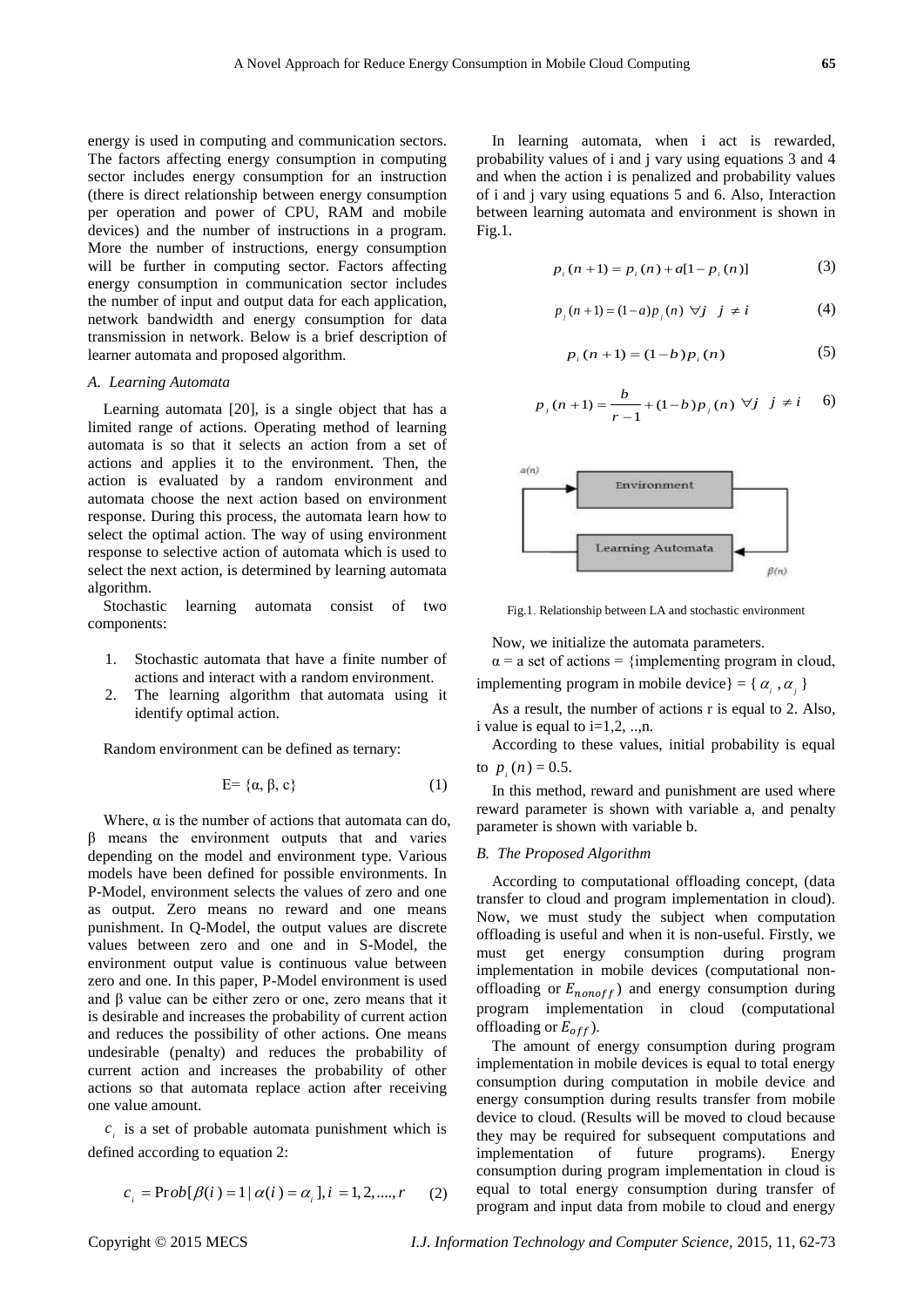energy is used in computing and communication sectors. The factors affecting energy consumption in computing sector includes energy consumption for an instruction (there is direct relationship between energy consumption per operation and power of CPU, RAM and mobile devices) and the number of instructions in a program. More the number of instructions, energy consumption will be further in computing sector. Factors affecting energy consumption in communication sector includes the number of input and output data for each application, network bandwidth and energy consumption for data transmission in network. Below is a brief description of learner automata and proposed algorithm.

### *A. Learning Automata*

Learning automata [20], is a single object that has a limited range of actions. Operating method of learning automata is so that it selects an action from a set of actions and applies it to the environment. Then, the action is evaluated by a random environment and automata choose the next action based on environment response. During this process, the automata learn how to select the optimal action. The way of using environment response to selective action of automata which is used to select the next action, is determined by learning automata algorithm.

Stochastic learning automata consist of two components:

1. Stochastic automata that have a finite number of actions and interact with a random environment.
2. The learning algorithm that automata using it identify optimal action.

Random environment can be defined as ternary:

$$E= \{\alpha, \beta, c\} \tag{1}$$

Where, α is the number of actions that automata can do, β means the environment outputs that and varies depending on the model and environment type. Various models have been defined for possible environments. In P-Model, environment selects the values of zero and one as output. Zero means no reward and one means punishment. In Q-Model, the output values are discrete values between zero and one and in S-Model, the environment output value is continuous value between zero and one. In this paper, P-Model environment is used and β value can be either zero or one, zero means that it is desirable and increases the probability of current action and reduces the possibility of other actions. One means undesirable (penalty) and reduces the probability of current action and increases the probability of other actions so that automata replace action after receiving one value amount.

$c_i$ is a set of probable automata punishment which is defined according to equation 2:

$$c_i = \Pr ob[\beta(i) = 1 \mid \alpha(i) = \alpha_i], i = 1, 2, ...., r \tag{2}$$

In learning automata, when i act is rewarded, probability values of i and j vary using equations 3 and 4 and when the action i is penalized and probability values of i and j vary using equations 5 and 6. Also, Interaction between learning automata and environment is shown in Fig.1.

$$p_i(n+1) = p_i(n) + a[1 - p_i(n)] \tag{3}$$

$$p_j(n+1) = (1-a)p_j(n) \ \forall j \ \ j \neq i \tag{4}$$

$$p_i(n+1) = (1-b)p_i(n) \tag{5}$$

$$p_j(n+1) = \frac{b}{r-1} + (1-b)p_j(n) \ \forall j \ \ j \neq i \tag{6}$$

a(n)

Environment

Learning Automata

β(n)

Fig.1. Relationship between LA and stochastic environment

Now, we initialize the automata parameters.

α = a set of actions = {implementing program in cloud, implementing program in mobile device} = { $\alpha_i$ , $\alpha_j$ }

As a result, the number of actions r is equal to 2. Also, i value is equal to i=1,2, ..,n.

According to these values, initial probability is equal to $p_i(n) = 0.5$.

In this method, reward and punishment are used where reward parameter is shown with variable a, and penalty parameter is shown with variable b.

### *B. The Proposed Algorithm*

According to computational offloading concept, (data transfer to cloud and program implementation in cloud). Now, we must study the subject when computation offloading is useful and when it is non-useful. Firstly, we must get energy consumption during program implementation in mobile devices (computational non-offloading or $E_{nonoff}$) and energy consumption during program implementation in cloud (computational offloading or $E_{off}$).

The amount of energy consumption during program implementation in mobile devices is equal to total energy consumption during computation in mobile device and energy consumption during results transfer from mobile device to cloud. (Results will be moved to cloud because they may be required for subsequent computations and implementation of future programs). Energy consumption during program implementation in cloud is equal to total energy consumption during transfer of program and input data from mobile to cloud and energy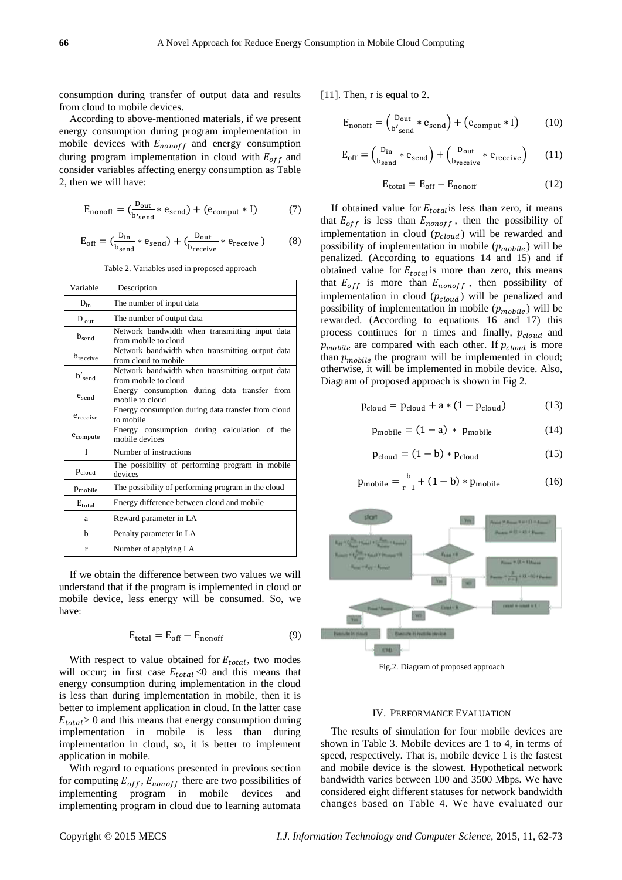consumption during transfer of output data and results from cloud to mobile devices.

According to above-mentioned materials, if we present energy consumption during program implementation in mobile devices with $E_{nonoff}$ and energy consumption during program implementation in cloud with $E_{off}$ and consider variables affecting energy consumption as Table 2, then we will have:

$$E_{nonoff} = \left(\frac{D_{out}}{b'_{send}} * e_{send}\right) + (e_{comput} * I) \quad (7)$$

$$E_{off} = \left(\frac{D_{in}}{b_{send}} * e_{send}\right) + \left(\frac{D_{out}}{b_{receive}} * e_{receive}\right) \quad (8)$$

Table 2. Variables used in proposed approach

| Variable | Description |
|---|---|
| $D_{in}$ | The number of input data |
| $D_{out}$ | The number of output data |
| $b_{send}$ | Network bandwidth when transmitting input data from mobile to cloud |
| $b_{receive}$ | Network bandwidth when transmitting output data from cloud to mobile |
| $b'_{send}$ | Network bandwidth when transmitting output data from mobile to cloud |
| $e_{send}$ | Energy consumption during data transfer from mobile to cloud |
| $e_{receive}$ | Energy consumption during data transfer from cloud to mobile |
| $e_{compute}$ | Energy consumption during calculation of the mobile devices |
| I | Number of instructions |
| $p_{cloud}$ | The possibility of performing program in mobile devices |
| $p_{mobile}$ | The possibility of performing program in the cloud |
| $E_{total}$ | Energy difference between cloud and mobile |
| a | Reward parameter in LA |
| b | Penalty parameter in LA |
| r | Number of applying LA |

If we obtain the difference between two values we will understand that if the program is implemented in cloud or mobile device, less energy will be consumed. So, we have:

$$E_{total} = E_{off} - E_{nonoff} \quad (9)$$

With respect to value obtained for $E_{total}$, two modes will occur; in first case $E_{total}$ <0 and this means that energy consumption during implementation in the cloud is less than during implementation in mobile, then it is better to implement application in cloud. In the latter case $E_{total}$> 0 and this means that energy consumption during implementation in mobile is less than during implementation in cloud, so, it is better to implement application in mobile.

With regard to equations presented in previous section for computing $E_{off}$, $E_{nonoff}$ there are two possibilities of implementing program in mobile devices and implementing program in cloud due to learning automata [11]. Then, r is equal to 2.

$$E_{nonoff} = \left(\frac{D_{out}}{b'_{send}} * e_{send}\right) + (e_{comput} * I) \quad (10)$$

$$E_{off} = \left(\frac{D_{in}}{b_{send}} * e_{send}\right) + \left(\frac{D_{out}}{b_{receive}} * e_{receive}\right) \quad (11)$$

$$E_{total} = E_{off} - E_{nonoff} \quad (12)$$

If obtained value for $E_{total}$ is less than zero, it means that $E_{off}$ is less than $E_{nonoff}$, then the possibility of implementation in cloud ($p_{cloud}$) will be rewarded and possibility of implementation in mobile ($p_{mobile}$) will be penalized. (According to equations 14 and 15) and if obtained value for $E_{total}$ is more than zero, this means that $E_{off}$ is more than $E_{nonoff}$, then possibility of implementation in cloud ($p_{cloud}$) will be penalized and possibility of implementation in mobile ($p_{mobile}$) will be rewarded. (According to equations 16 and 17) this process continues for n times and finally, $p_{cloud}$ and $p_{mobile}$ are compared with each other. If $p_{cloud}$ is more than $p_{mobile}$ the program will be implemented in cloud; otherwise, it will be implemented in mobile device. Also, Diagram of proposed approach is shown in Fig 2.

$$p_{cloud} = p_{cloud} + a * (1 - p_{cloud}) \quad (13)$$

$$p_{mobile} = (1 - a) * p_{mobile} \quad (14)$$

$$p_{cloud} = (1 - b) * p_{cloud} \quad (15)$$

$$p_{mobile} = \frac{b}{r-1} + (1 - b) * p_{mobile} \quad (16)$$

Fig.2. Diagram of proposed approach

## IV. Performance Evaluation

The results of simulation for four mobile devices are shown in Table 3. Mobile devices are 1 to 4, in terms of speed, respectively. That is, mobile device 1 is the fastest and mobile device is the slowest. Hypothetical network bandwidth varies between 100 and 3500 Mbps. We have considered eight different statuses for network bandwidth changes based on Table 4. We have evaluated our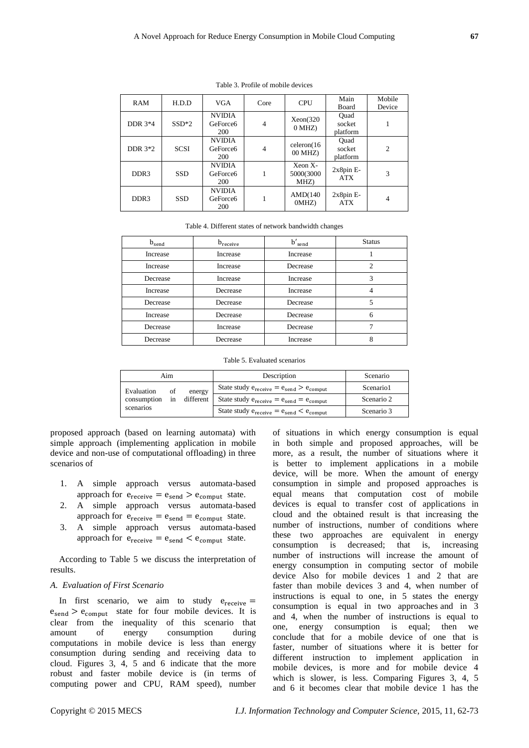Table 3. Profile of mobile devices

| RAM | H.D.D | VGA | Core | CPU | Main Board | Mobile Device |
|---|---|---|---|---|---|---|
| DDR 3*4 | SSD*2 | NVIDIA GeForce6 200 | 4 | Xeon(3200 MHZ) | Quad socket platform | 1 |
| DDR 3*2 | SCSI | NVIDIA GeForce6 200 | 4 | celeron(1600 MHZ) | Quad socket platform | 2 |
| DDR3 | SSD | NVIDIA GeForce6 200 | 1 | Xeon X-5000(3000 MHZ) | 2x8pin E-ATX | 3 |
| DDR3 | SSD | NVIDIA GeForce6 200 | 1 | AMD(1400MHZ) | 2x8pin E-ATX | 4 |

Table 4. Different states of network bandwidth changes

| $b_{send}$ | $b_{receive}$ | $b'_{send}$ | Status |
|---|---|---|---|
| Increase | Increase | Increase | 1 |
| Increase | Increase | Decrease | 2 |
| Decrease | Increase | Increase | 3 |
| Increase | Decrease | Increase | 4 |
| Decrease | Decrease | Decrease | 5 |
| Increase | Decrease | Decrease | 6 |
| Decrease | Increase | Decrease | 7 |
| Decrease | Decrease | Increase | 8 |

Table 5. Evaluated scenarios

| Aim | Description | Scenario |
|---|---|---|
| Evaluation of energy consumption in different scenarios | State study $e_{receive} = e_{send} > e_{comput}$ | Scenario1 |
| | State study $e_{receive} = e_{send} = e_{comput}$ | Scenario 2 |
| | State study $e_{receive} = e_{send} < e_{comput}$ | Scenario 3 |

proposed approach (based on learning automata) with simple approach (implementing application in mobile device and non-use of computational offloading) in three scenarios of

1. A simple approach versus automata-based approach for $e_{receive} = e_{send} > e_{comput}$ state.
2. A simple approach versus automata-based approach for $e_{receive} = e_{send} = e_{comput}$ state.
3. A simple approach versus automata-based approach for $e_{receive} = e_{send} < e_{comput}$ state.

According to Table 5 we discuss the interpretation of results.

### *A. Evaluation of First Scenario*

In first scenario, we aim to study $e_{receive} = e_{send} > e_{comput}$ state for four mobile devices. It is clear from the inequality of this scenario that amount of energy consumption during computations in mobile device is less than energy consumption during sending and receiving data to cloud. Figures 3, 4, 5 and 6 indicate that the more robust and faster mobile device is (in terms of computing power and CPU, RAM speed), number of situations in which energy consumption is equal in both simple and proposed approaches, will be more, as a result, the number of situations where it is better to implement applications in a mobile device, will be more. When the amount of energy consumption in simple and proposed approaches is equal means that computation cost of mobile devices is equal to transfer cost of applications in cloud and the obtained result is that increasing the number of instructions, number of conditions where these two approaches are equivalent in energy consumption is decreased; that is, increasing number of instructions will increase the amount of energy consumption in computing sector of mobile device Also for mobile devices 1 and 2 that are faster than mobile devices 3 and 4, when number of instructions is equal to one, in 5 states the energy consumption is equal in two approaches and in 3 and 4, when the number of instructions is equal to one, energy consumption is equal; then we conclude that for a mobile device of one that is faster, number of situations where it is better for different instruction to implement application in mobile devices, is more and for mobile device 4 which is slower, is less. Comparing Figures 3, 4, 5 and 6 it becomes clear that mobile device 1 has the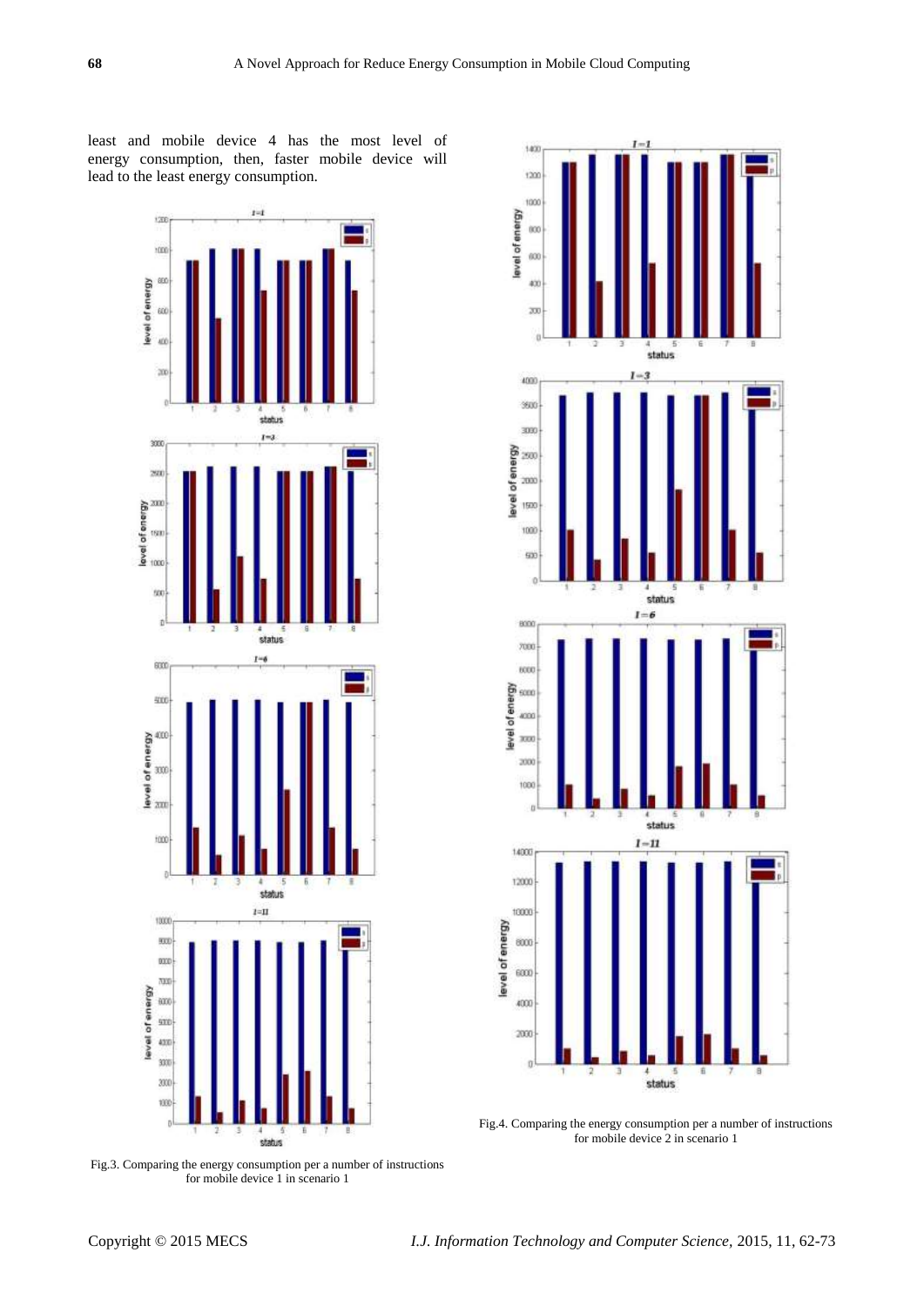least and mobile device 4 has the most level of energy consumption, then, faster mobile device will lead to the least energy consumption.

Fig.3. Comparing the energy consumption per a number of instructions for mobile device 1 in scenario 1

Fig.4. Comparing the energy consumption per a number of instructions for mobile device 2 in scenario 1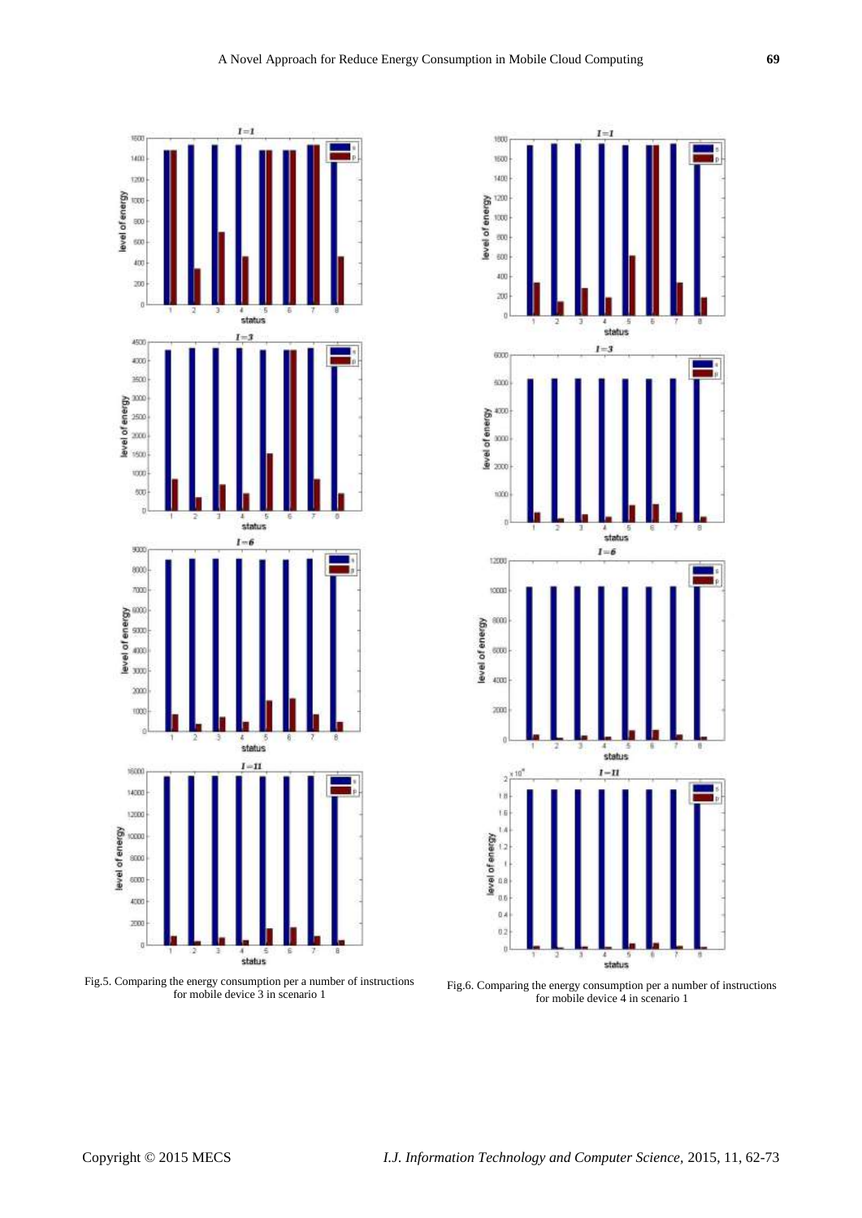I=1

level of energy

status

I=3

level of energy

status

I=6

level of energy

status

I=11

level of energy

status

Fig.5. Comparing the energy consumption per a number of instructions for mobile device 3 in scenario 1

I=1

level of energy

status

I=3

level of energy

status

I=6

level of energy

status

I=11

level of energy

status

Fig.6. Comparing the energy consumption per a number of instructions for mobile device 4 in scenario 1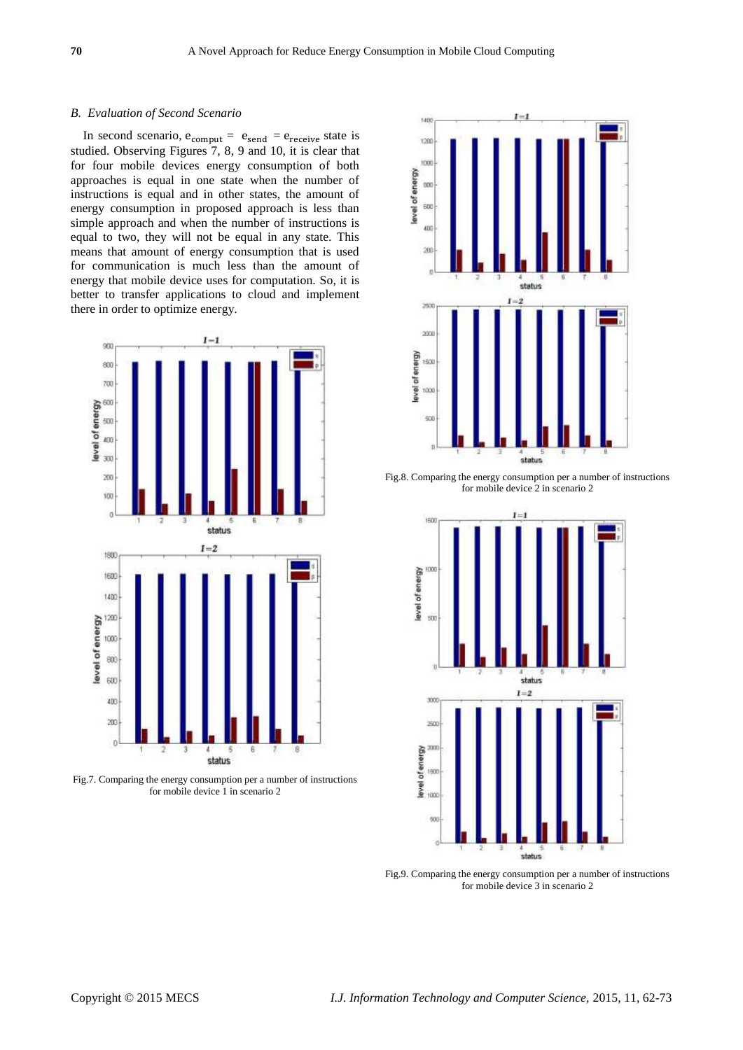### B. Evaluation of Second Scenario

In second scenario, $e_{comput} = e_{send} = e_{receive}$ state is studied. Observing Figures 7, 8, 9 and 10, it is clear that for four mobile devices energy consumption of both approaches is equal in one state when the number of instructions is equal and in other states, the amount of energy consumption in proposed approach is less than simple approach and when the number of instructions is equal to two, they will not be equal in any state. This means that amount of energy consumption that is used for communication is much less than the amount of energy that mobile device uses for computation. So, it is better to transfer applications to cloud and implement there in order to optimize energy.

I=1

level of energy

status

s

p

I=2

level of energy

status

s

p

Fig.7. Comparing the energy consumption per a number of instructions for mobile device 1 in scenario 2

I=1

level of energy

status

s

p

I=2

level of energy

status

s

p

Fig.8. Comparing the energy consumption per a number of instructions for mobile device 2 in scenario 2

I=1

level of energy

status

s

p

I=2

level of energy

status

s

p

Fig.9. Comparing the energy consumption per a number of instructions for mobile device 3 in scenario 2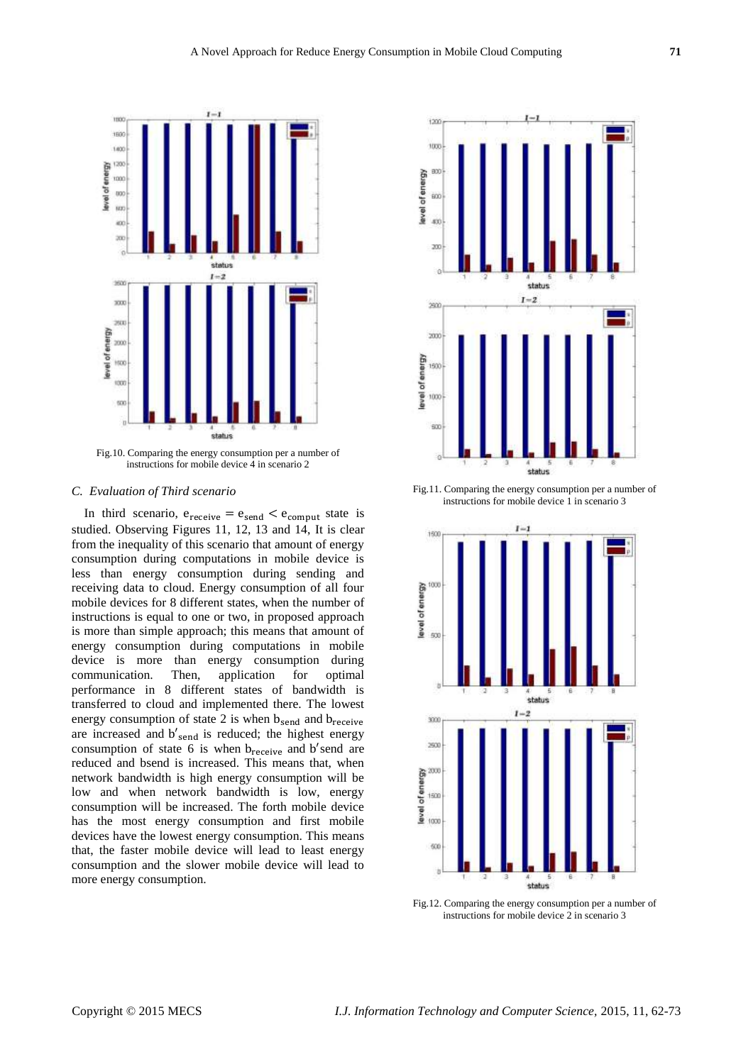Fig.10. Comparing the energy consumption per a number of instructions for mobile device 4 in scenario 2

### C. Evaluation of Third scenario

In third scenario, $e_{receive} = e_{send} < e_{comput}$ state is studied. Observing Figures 11, 12, 13 and 14, It is clear from the inequality of this scenario that amount of energy consumption during computations in mobile device is less than energy consumption during sending and receiving data to cloud. Energy consumption of all four mobile devices for 8 different states, when the number of instructions is equal to one or two, in proposed approach is more than simple approach; this means that amount of energy consumption during computations in mobile device is more than energy consumption during communication. Then, application for optimal performance in 8 different states of bandwidth is transferred to cloud and implemented there. The lowest energy consumption of state 2 is when $b_{send}$ and $b_{receive}$ are increased and $b'_{send}$ is reduced; the highest energy consumption of state 6 is when $b_{receive}$ and $b'$send are reduced and bsend is increased. This means that, when network bandwidth is high energy consumption will be low and when network bandwidth is low, energy consumption will be increased. The forth mobile device has the most energy consumption and first mobile devices have the lowest energy consumption. This means that, the faster mobile device will lead to least energy consumption and the slower mobile device will lead to more energy consumption.

Fig.11. Comparing the energy consumption per a number of instructions for mobile device 1 in scenario 3

Fig.12. Comparing the energy consumption per a number of instructions for mobile device 2 in scenario 3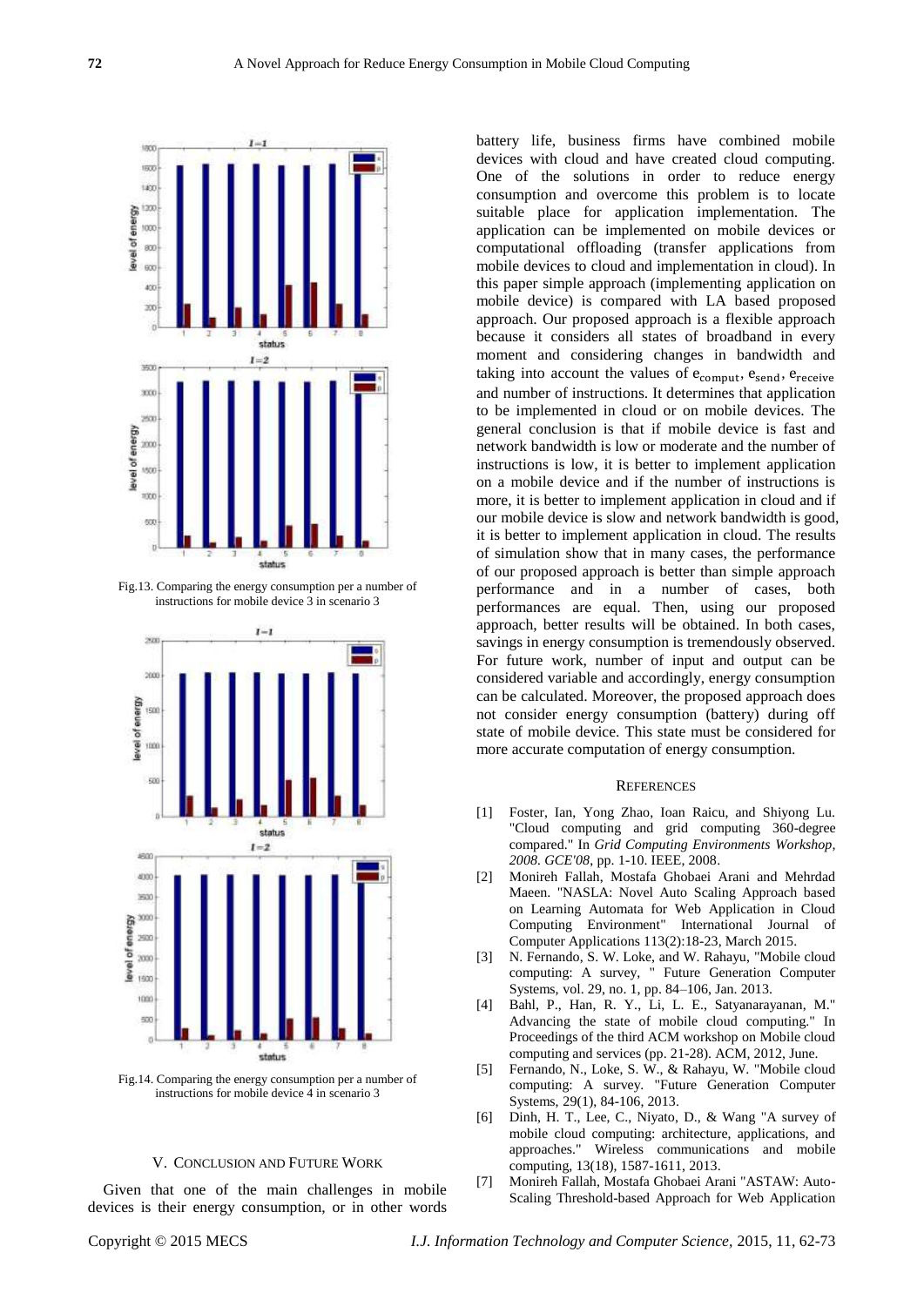I=1

level of energy

status

I=2

level of energy

status

Fig.13. Comparing the energy consumption per a number of instructions for mobile device 3 in scenario 3

I=1

level of energy

status

I=2

level of energy

status

Fig.14. Comparing the energy consumption per a number of instructions for mobile device 4 in scenario 3

## V. Conclusion and Future Work

Given that one of the main challenges in mobile devices is their energy consumption, or in other words battery life, business firms have combined mobile devices with cloud and have created cloud computing. One of the solutions in order to reduce energy consumption and overcome this problem is to locate suitable place for application implementation. The application can be implemented on mobile devices or computational offloading (transfer applications from mobile devices to cloud and implementation in cloud). In this paper simple approach (implementing application on mobile device) is compared with LA based proposed approach. Our proposed approach is a flexible approach because it considers all states of broadband in every moment and considering changes in bandwidth and taking into account the values of $e_{comput}$, $e_{send}$, $e_{receive}$ and number of instructions. It determines that application to be implemented in cloud or on mobile devices. The general conclusion is that if mobile device is fast and network bandwidth is low or moderate and the number of instructions is low, it is better to implement application on a mobile device and if the number of instructions is more, it is better to implement application in cloud and if our mobile device is slow and network bandwidth is good, it is better to implement application in cloud. The results of simulation show that in many cases, the performance of our proposed approach is better than simple approach performance and in a number of cases, both performances are equal. Then, using our proposed approach, better results will be obtained. In both cases, savings in energy consumption is tremendously observed. For future work, number of input and output can be considered variable and accordingly, energy consumption can be calculated. Moreover, the proposed approach does not consider energy consumption (battery) during off state of mobile device. This state must be considered for more accurate computation of energy consumption.

## References

[1] Foster, Ian, Yong Zhao, Ioan Raicu, and Shiyong Lu. "Cloud computing and grid computing 360-degree compared." In *Grid Computing Environments Workshop, 2008. GCE'08*, pp. 1-10. IEEE, 2008.

[2] Monireh Fallah, Mostafa Ghobaei Arani and Mehrdad Maeen. "NASLA: Novel Auto Scaling Approach based on Learning Automata for Web Application in Cloud Computing Environment" International Journal of Computer Applications 113(2):18-23, March 2015.

[3] N. Fernando, S. W. Loke, and W. Rahayu, "Mobile cloud computing: A survey, " Future Generation Computer Systems, vol. 29, no. 1, pp. 84–106, Jan. 2013.

[4] Bahl, P., Han, R. Y., Li, L. E., Satyanarayanan, M." Advancing the state of mobile cloud computing." In Proceedings of the third ACM workshop on Mobile cloud computing and services (pp. 21-28). ACM, 2012, June.

[5] Fernando, N., Loke, S. W., & Rahayu, W. "Mobile cloud computing: A survey. "Future Generation Computer Systems, 29(1), 84-106, 2013.

[6] Dinh, H. T., Lee, C., Niyato, D., & Wang "A survey of mobile cloud computing: architecture, applications, and approaches." Wireless communications and mobile computing, 13(18), 1587-1611, 2013.

[7] Monireh Fallah, Mostafa Ghobaei Arani "ASTAW: Auto-Scaling Threshold-based Approach for Web Application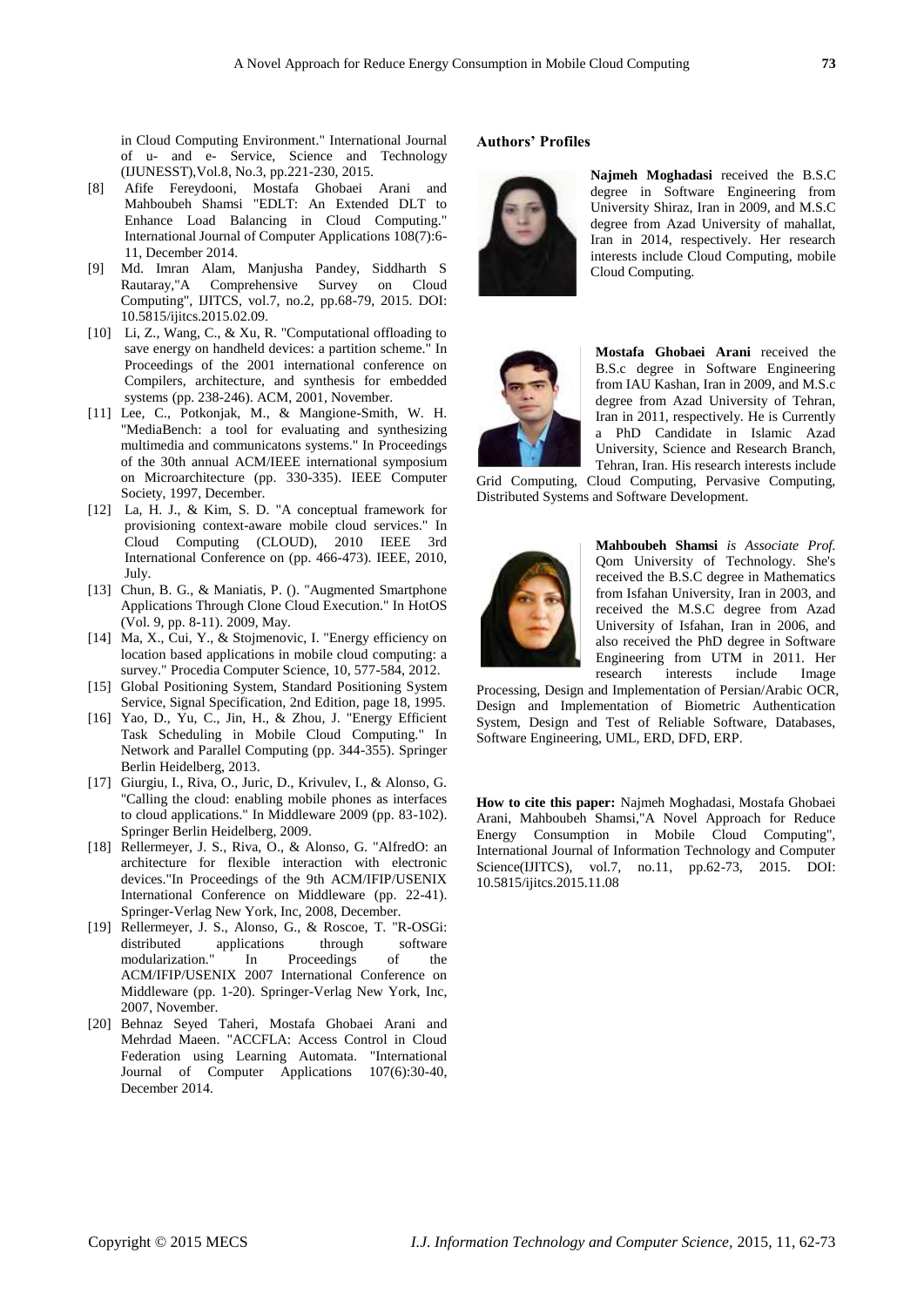in Cloud Computing Environment." International Journal of u- and e- Service, Science and Technology (IJUNESST),Vol.8, No.3, pp.221-230, 2015.

[8] Afife Fereydooni, Mostafa Ghobaei Arani and Mahboubeh Shamsi "EDLT: An Extended DLT to Enhance Load Balancing in Cloud Computing." International Journal of Computer Applications 108(7):6-11, December 2014.

[9] Md. Imran Alam, Manjusha Pandey, Siddharth S Rautaray,"A Comprehensive Survey on Cloud Computing", IJITCS, vol.7, no.2, pp.68-79, 2015. DOI: 10.5815/ijitcs.2015.02.09.

[10] Li, Z., Wang, C., & Xu, R. "Computational offloading to save energy on handheld devices: a partition scheme." In Proceedings of the 2001 international conference on Compilers, architecture, and synthesis for embedded systems (pp. 238-246). ACM, 2001, November.

[11] Lee, C., Potkonjak, M., & Mangione-Smith, W. H. "MediaBench: a tool for evaluating and synthesizing multimedia and communicatons systems." In Proceedings of the 30th annual ACM/IEEE international symposium on Microarchitecture (pp. 330-335). IEEE Computer Society, 1997, December.

[12] La, H. J., & Kim, S. D. "A conceptual framework for provisioning context-aware mobile cloud services." In Cloud Computing (CLOUD), 2010 IEEE 3rd International Conference on (pp. 466-473). IEEE, 2010, July.

[13] Chun, B. G., & Maniatis, P. (). "Augmented Smartphone Applications Through Clone Cloud Execution." In HotOS (Vol. 9, pp. 8-11). 2009, May.

[14] Ma, X., Cui, Y., & Stojmenovic, I. "Energy efficiency on location based applications in mobile cloud computing: a survey." Procedia Computer Science, 10, 577-584, 2012.

[15] Global Positioning System, Standard Positioning System Service, Signal Specification, 2nd Edition, page 18, 1995.

[16] Yao, D., Yu, C., Jin, H., & Zhou, J. "Energy Efficient Task Scheduling in Mobile Cloud Computing." In Network and Parallel Computing (pp. 344-355). Springer Berlin Heidelberg, 2013.

[17] Giurgiu, I., Riva, O., Juric, D., Krivulev, I., & Alonso, G. "Calling the cloud: enabling mobile phones as interfaces to cloud applications." In Middleware 2009 (pp. 83-102). Springer Berlin Heidelberg, 2009.

[18] Rellermeyer, J. S., Riva, O., & Alonso, G. "AlfredO: an architecture for flexible interaction with electronic devices."In Proceedings of the 9th ACM/IFIP/USENIX International Conference on Middleware (pp. 22-41). Springer-Verlag New York, Inc, 2008, December.

[19] Rellermeyer, J. S., Alonso, G., & Roscoe, T. "R-OSGi: distributed applications through software modularization." In Proceedings of the ACM/IFIP/USENIX 2007 International Conference on Middleware (pp. 1-20). Springer-Verlag New York, Inc, 2007, November.

[20] Behnaz Seyed Taheri, Mostafa Ghobaei Arani and Mehrdad Maeen. "ACCFLA: Access Control in Cloud Federation using Learning Automata. "International Journal of Computer Applications 107(6):30-40, December 2014.

## Authors' Profiles

**Najmeh Moghadasi** received the B.S.C degree in Software Engineering from University Shiraz, Iran in 2009, and M.S.C degree from Azad University of mahallat, Iran in 2014, respectively. Her research interests include Cloud Computing, mobile Cloud Computing.

**Mostafa Ghobaei Arani** received the B.S.c degree in Software Engineering from IAU Kashan, Iran in 2009, and M.S.c degree from Azad University of Tehran, Iran in 2011, respectively. He is Currently a PhD Candidate in Islamic Azad University, Science and Research Branch, Tehran, Iran. His research interests include Grid Computing, Cloud Computing, Pervasive Computing, Distributed Systems and Software Development.

**Mahboubeh Shamsi** *is Associate Prof.* Qom University of Technology. She's received the B.S.C degree in Mathematics from Isfahan University, Iran in 2003, and received the M.S.C degree from Azad University of Isfahan, Iran in 2006, and also received the PhD degree in Software Engineering from UTM in 2011. Her research interests include Image Processing, Design and Implementation of Persian/Arabic OCR, Design and Implementation of Biometric Authentication System, Design and Test of Reliable Software, Databases, Software Engineering, UML, ERD, DFD, ERP.

**How to cite this paper:** Najmeh Moghadasi, Mostafa Ghobaei Arani, Mahboubeh Shamsi,"A Novel Approach for Reduce Energy Consumption in Mobile Cloud Computing", International Journal of Information Technology and Computer Science(IJITCS), vol.7, no.11, pp.62-73, 2015. DOI: 10.5815/ijitcs.2015.11.08